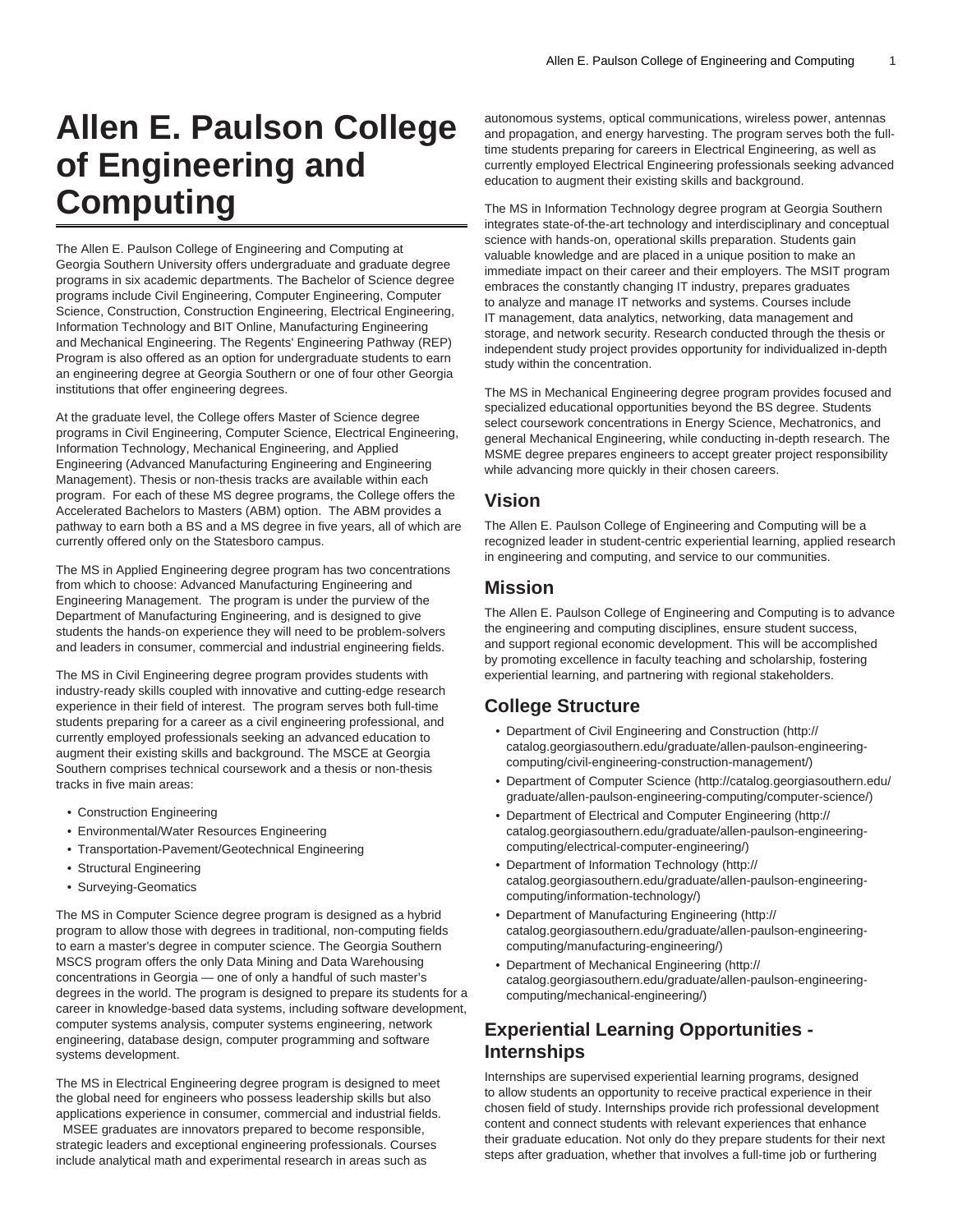# Allen E. Paulson College of Engineering and Computing

The Allen E. Paulson College of Engineering and Computing at Georgia Southern University offers undergraduate and graduate degree programs in six academic departments. The Bachelor of Science degree programs include Civil Engineering, Computer Engineering, Computer Science, Construction, Construction Engineering, Electrical Engineering, Information Technology and BIT Online, Manufacturing Engineering and Mechanical Engineering. The Regents' Engineering Pathway (REP) Program is also offered as an option for undergraduate students to earn an engineering degree at Georgia Southern or one of four other Georgia institutions that offer engineering degrees.

At the graduate level, the College offers Master of Science degree programs in Civil Engineering, Computer Science, Electrical Engineering, Information Technology, Mechanical Engineering, and Applied Engineering (Advanced Manufacturing Engineering and Engineering Management). Thesis or non-thesis tracks are available within each program. For each of these MS degree programs, the College offers the Accelerated Bachelors to Masters (ABM) option. The ABM provides a pathway to earn both a BS and a MS degree in five years, all of which are currently offered only on the Statesboro campus.

The MS in Applied Engineering degree program has two concentrations from which to choose: Advanced Manufacturing Engineering and Engineering Management. The program is under the purview of the Department of Manufacturing Engineering, and is designed to give students the hands-on experience they will need to be problem-solvers and leaders in consumer, commercial and industrial engineering fields.

The MS in Civil Engineering degree program provides students with industry-ready skills coupled with innovative and cutting-edge research experience in their field of interest. The program serves both full-time students preparing for a career as a civil engineering professional, and currently employed professionals seeking an advanced education to augment their existing skills and background. The MSCE at Georgia Southern comprises technical coursework and a thesis or non-thesis tracks in five main areas:

- Construction Engineering
- Environmental/Water Resources Engineering
- Transportation-Pavement/Geotechnical Engineering
- Structural Engineering
- Surveying-Geomatics

The MS in Computer Science degree program is designed as a hybrid program to allow those with degrees in traditional, non-computing fields to earn a master's degree in computer science. The Georgia Southern MSCS program offers the only Data Mining and Data Warehousing concentrations in Georgia — one of only a handful of such master's degrees in the world. The program is designed to prepare its students for a career in knowledge-based data systems, including software development, computer systems analysis, computer systems engineering, network engineering, database design, computer programming and software systems development.

The MS in Electrical Engineering degree program is designed to meet the global need for engineers who possess leadership skills but also applications experience in consumer, commercial and industrial fields. MSEE graduates are innovators prepared to become responsible, strategic leaders and exceptional engineering professionals. Courses include analytical math and experimental research in areas such as autonomous systems, optical communications, wireless power, antennas and propagation, and energy harvesting. The program serves both the full-time students preparing for careers in Electrical Engineering, as well as currently employed Electrical Engineering professionals seeking advanced education to augment their existing skills and background.

The MS in Information Technology degree program at Georgia Southern integrates state-of-the-art technology and interdisciplinary and conceptual science with hands-on, operational skills preparation. Students gain valuable knowledge and are placed in a unique position to make an immediate impact on their career and their employers. The MSIT program embraces the constantly changing IT industry, prepares graduates to analyze and manage IT networks and systems. Courses include IT management, data analytics, networking, data management and storage, and network security. Research conducted through the thesis or independent study project provides opportunity for individualized in-depth study within the concentration.

The MS in Mechanical Engineering degree program provides focused and specialized educational opportunities beyond the BS degree. Students select coursework concentrations in Energy Science, Mechatronics, and general Mechanical Engineering, while conducting in-depth research. The MSME degree prepares engineers to accept greater project responsibility while advancing more quickly in their chosen careers.

## Vision

The Allen E. Paulson College of Engineering and Computing will be a recognized leader in student-centric experiential learning, applied research in engineering and computing, and service to our communities.

## Mission

The Allen E. Paulson College of Engineering and Computing is to advance the engineering and computing disciplines, ensure student success, and support regional economic development. This will be accomplished by promoting excellence in faculty teaching and scholarship, fostering experiential learning, and partnering with regional stakeholders.

## College Structure

- Department of Civil Engineering and Construction (http://catalog.georgiasouthern.edu/graduate/allen-paulson-engineering-computing/civil-engineering-construction-management/)
- Department of Computer Science (http://catalog.georgiasouthern.edu/graduate/allen-paulson-engineering-computing/computer-science/)
- Department of Electrical and Computer Engineering (http://catalog.georgiasouthern.edu/graduate/allen-paulson-engineering-computing/electrical-computer-engineering/)
- Department of Information Technology (http://catalog.georgiasouthern.edu/graduate/allen-paulson-engineering-computing/information-technology/)
- Department of Manufacturing Engineering (http://catalog.georgiasouthern.edu/graduate/allen-paulson-engineering-computing/manufacturing-engineering/)
- Department of Mechanical Engineering (http://catalog.georgiasouthern.edu/graduate/allen-paulson-engineering-computing/mechanical-engineering/)

## Experiential Learning Opportunities - Internships

Internships are supervised experiential learning programs, designed to allow students an opportunity to receive practical experience in their chosen field of study. Internships provide rich professional development content and connect students with relevant experiences that enhance their graduate education. Not only do they prepare students for their next steps after graduation, whether that involves a full-time job or furthering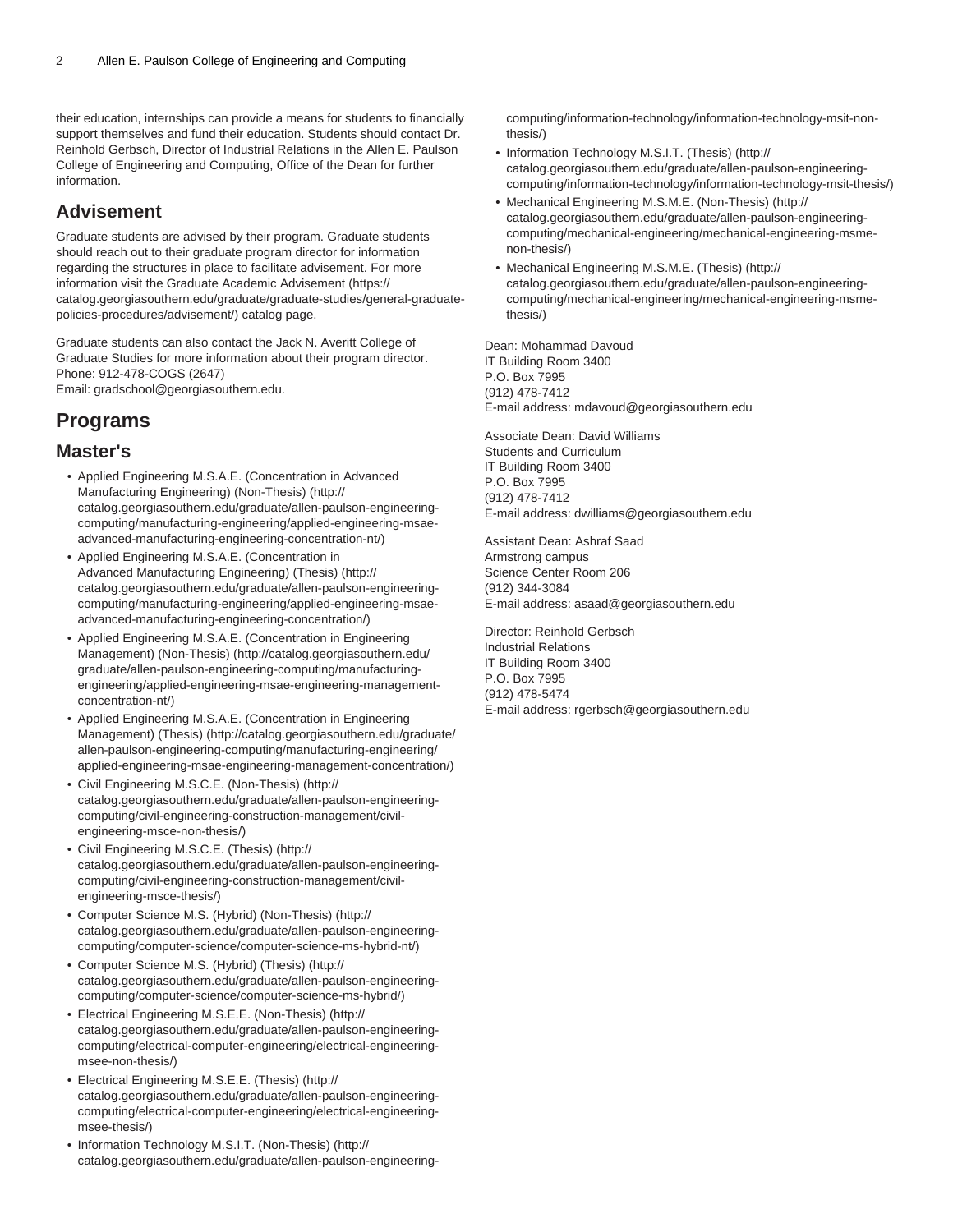their education, internships can provide a means for students to financially support themselves and fund their education. Students should contact Dr. Reinhold Gerbsch, Director of Industrial Relations in the Allen E. Paulson College of Engineering and Computing, Office of the Dean for further information.

## Advisement

Graduate students are advised by their program. Graduate students should reach out to their graduate program director for information regarding the structures in place to facilitate advisement. For more information visit the Graduate Academic Advisement (https://catalog.georgiasouthern.edu/graduate/graduate-studies/general-graduate-policies-procedures/advisement/) catalog page.

Graduate students can also contact the Jack N. Averitt College of Graduate Studies for more information about their program director.
Phone: 912-478-COGS (2647)
Email: gradschool@georgiasouthern.edu.

# Programs

## Master's

- Applied Engineering M.S.A.E. (Concentration in Advanced Manufacturing Engineering) (Non-Thesis) (http://catalog.georgiasouthern.edu/graduate/allen-paulson-engineering-computing/manufacturing-engineering/applied-engineering-msae-advanced-manufacturing-engineering-concentration-nt/)
- Applied Engineering M.S.A.E. (Concentration in Advanced Manufacturing Engineering) (Thesis) (http://catalog.georgiasouthern.edu/graduate/allen-paulson-engineering-computing/manufacturing-engineering/applied-engineering-msae-advanced-manufacturing-engineering-concentration/)
- Applied Engineering M.S.A.E. (Concentration in Engineering Management) (Non-Thesis) (http://catalog.georgiasouthern.edu/graduate/allen-paulson-engineering-computing/manufacturing-engineering/applied-engineering-msae-engineering-management-concentration-nt/)
- Applied Engineering M.S.A.E. (Concentration in Engineering Management) (Thesis) (http://catalog.georgiasouthern.edu/graduate/allen-paulson-engineering-computing/manufacturing-engineering/applied-engineering-msae-engineering-management-concentration/)
- Civil Engineering M.S.C.E. (Non-Thesis) (http://catalog.georgiasouthern.edu/graduate/allen-paulson-engineering-computing/civil-engineering-construction-management/civil-engineering-msce-non-thesis/)
- Civil Engineering M.S.C.E. (Thesis) (http://catalog.georgiasouthern.edu/graduate/allen-paulson-engineering-computing/civil-engineering-construction-management/civil-engineering-msce-thesis/)
- Computer Science M.S. (Hybrid) (Non-Thesis) (http://catalog.georgiasouthern.edu/graduate/allen-paulson-engineering-computing/computer-science/computer-science-ms-hybrid-nt/)
- Computer Science M.S. (Hybrid) (Thesis) (http://catalog.georgiasouthern.edu/graduate/allen-paulson-engineering-computing/computer-science/computer-science-ms-hybrid/)
- Electrical Engineering M.S.E.E. (Non-Thesis) (http://catalog.georgiasouthern.edu/graduate/allen-paulson-engineering-computing/electrical-computer-engineering/electrical-engineering-msee-non-thesis/)
- Electrical Engineering M.S.E.E. (Thesis) (http://catalog.georgiasouthern.edu/graduate/allen-paulson-engineering-computing/electrical-computer-engineering/electrical-engineering-msee-thesis/)
- Information Technology M.S.I.T. (Non-Thesis) (http://catalog.georgiasouthern.edu/graduate/allen-paulson-engineering-computing/information-technology/information-technology-msit-non-thesis/)
- Information Technology M.S.I.T. (Thesis) (http://catalog.georgiasouthern.edu/graduate/allen-paulson-engineering-computing/information-technology/information-technology-msit-thesis/)
- Mechanical Engineering M.S.M.E. (Non-Thesis) (http://catalog.georgiasouthern.edu/graduate/allen-paulson-engineering-computing/mechanical-engineering/mechanical-engineering-msme-non-thesis/)
- Mechanical Engineering M.S.M.E. (Thesis) (http://catalog.georgiasouthern.edu/graduate/allen-paulson-engineering-computing/mechanical-engineering/mechanical-engineering-msme-thesis/)

Dean: Mohammad Davoud
IT Building Room 3400
P.O. Box 7995
(912) 478-7412
E-mail address: mdavoud@georgiasouthern.edu

Associate Dean: David Williams
Students and Curriculum
IT Building Room 3400
P.O. Box 7995
(912) 478-7412
E-mail address: dwilliams@georgiasouthern.edu

Assistant Dean: Ashraf Saad
Armstrong campus
Science Center Room 206
(912) 344-3084
E-mail address: asaad@georgiasouthern.edu

Director: Reinhold Gerbsch
Industrial Relations
IT Building Room 3400
P.O. Box 7995
(912) 478-5474
E-mail address: rgerbsch@georgiasouthern.edu